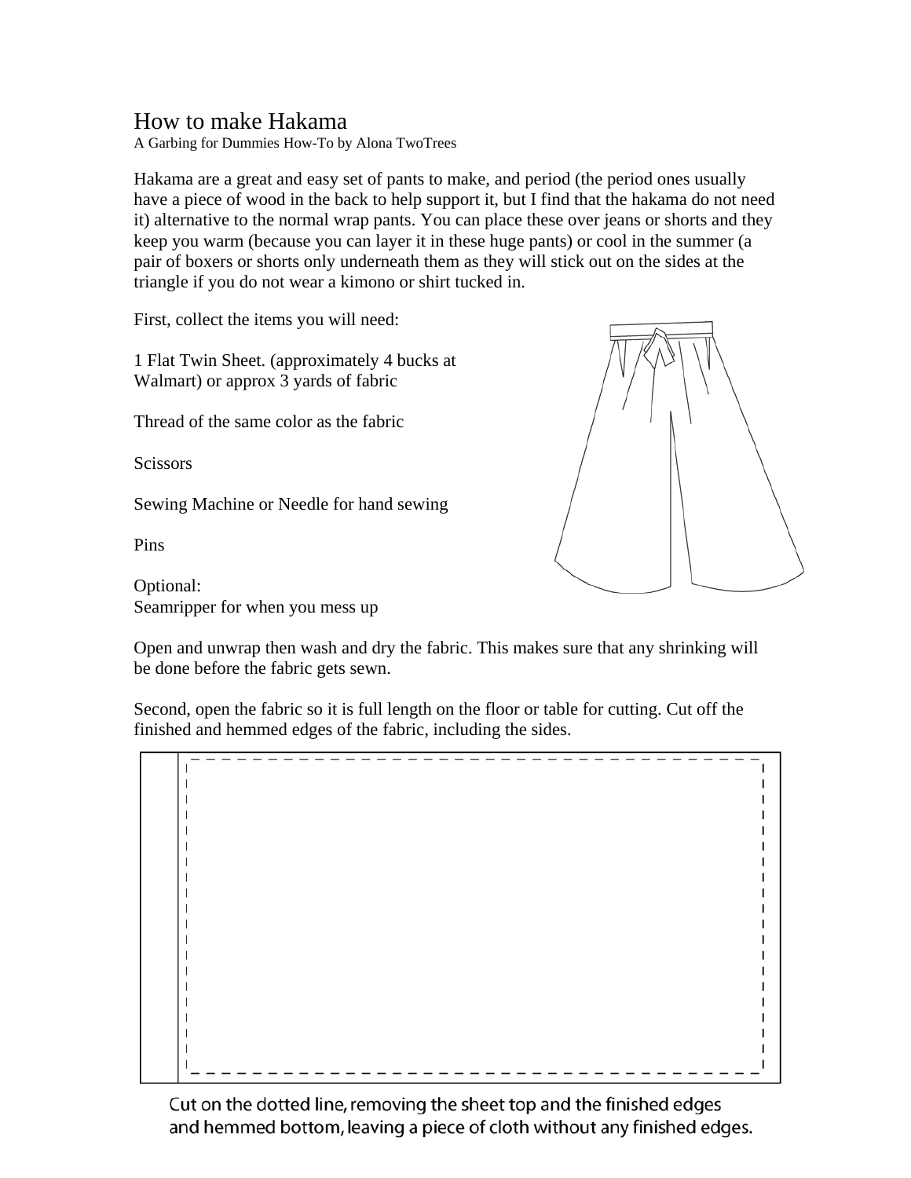# How to make Hakama

A Garbing for Dummies How-To by Alona TwoTrees

Hakama are a great and easy set of pants to make, and period (the period ones usually have a piece of wood in the back to help support it, but I find that the hakama do not need it) alternative to the normal wrap pants. You can place these over jeans or shorts and they keep you warm (because you can layer it in these huge pants) or cool in the summer (a pair of boxers or shorts only underneath them as they will stick out on the sides at the triangle if you do not wear a kimono or shirt tucked in.

First, collect the items you will need:

1 Flat Twin Sheet. (approximately 4 bucks at Walmart) or approx 3 yards of fabric

Thread of the same color as the fabric

Scissors

Sewing Machine or Needle for hand sewing

Pins

Optional:
Seamripper for when you mess up

Open and unwrap then wash and dry the fabric. This makes sure that any shrinking will be done before the fabric gets sewn.

Second, open the fabric so it is full length on the floor or table for cutting. Cut off the finished and hemmed edges of the fabric, including the sides.

Cut on the dotted line, removing the sheet top and the finished edges and hemmed bottom, leaving a piece of cloth without any finished edges.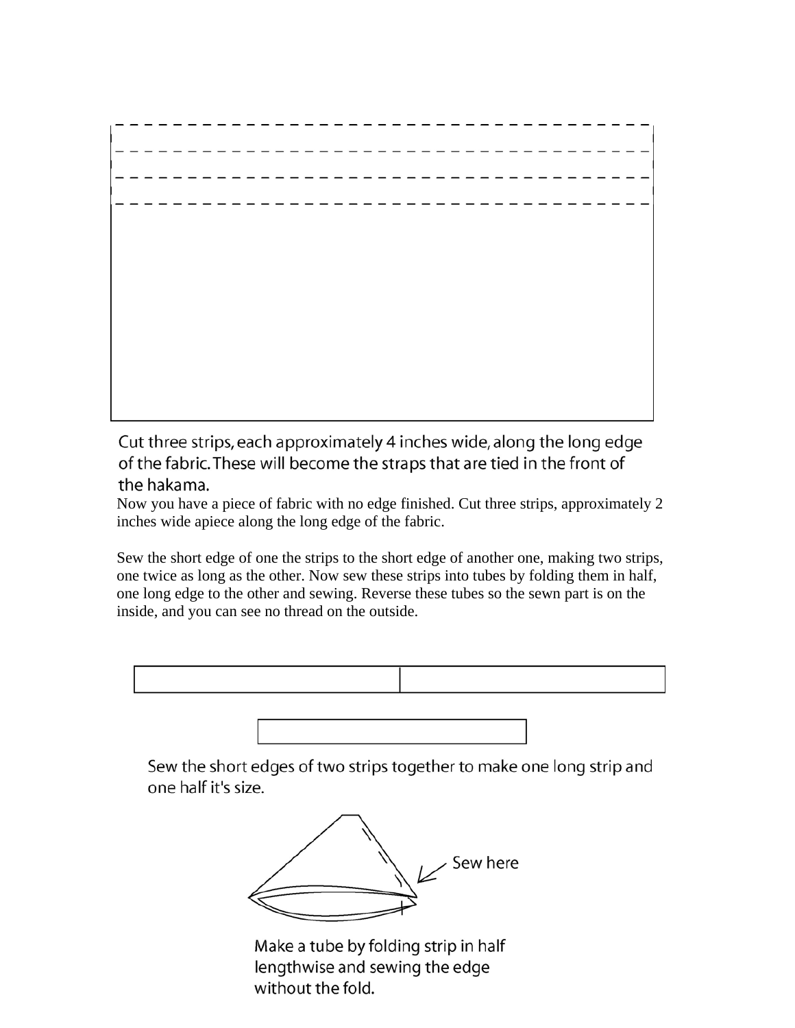Cut three strips, each approximately 4 inches wide, along the long edge of the fabric. These will become the straps that are tied in the front of the hakama.

Now you have a piece of fabric with no edge finished. Cut three strips, approximately 2 inches wide apiece along the long edge of the fabric.

Sew the short edge of one the strips to the short edge of another one, making two strips, one twice as long as the other. Now sew these strips into tubes by folding them in half, one long edge to the other and sewing. Reverse these tubes so the sewn part is on the inside, and you can see no thread on the outside.

Sew the short edges of two strips together to make one long strip and one half it's size.

Sew here

Make a tube by folding strip in half lengthwise and sewing the edge without the fold.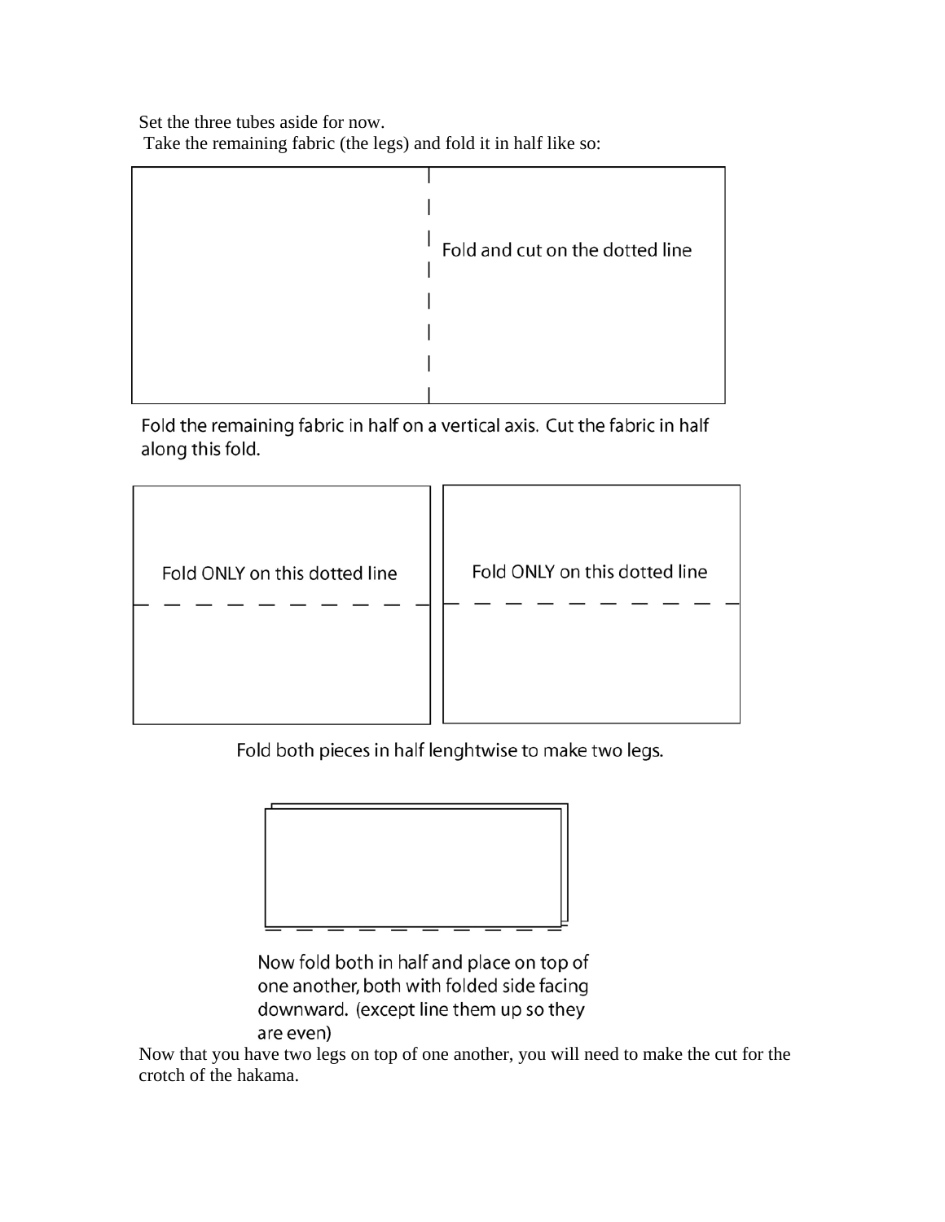Set the three tubes aside for now.
Take the remaining fabric (the legs) and fold it in half like so:

Fold and cut on the dotted line

Fold the remaining fabric in half on a vertical axis. Cut the fabric in half along this fold.

Fold ONLY on this dotted line

Fold ONLY on this dotted line

Fold both pieces in half lenghtwise to make two legs.

Now fold both in half and place on top of one another, both with folded side facing downward. (except line them up so they are even)

Now that you have two legs on top of one another, you will need to make the cut for the crotch of the hakama.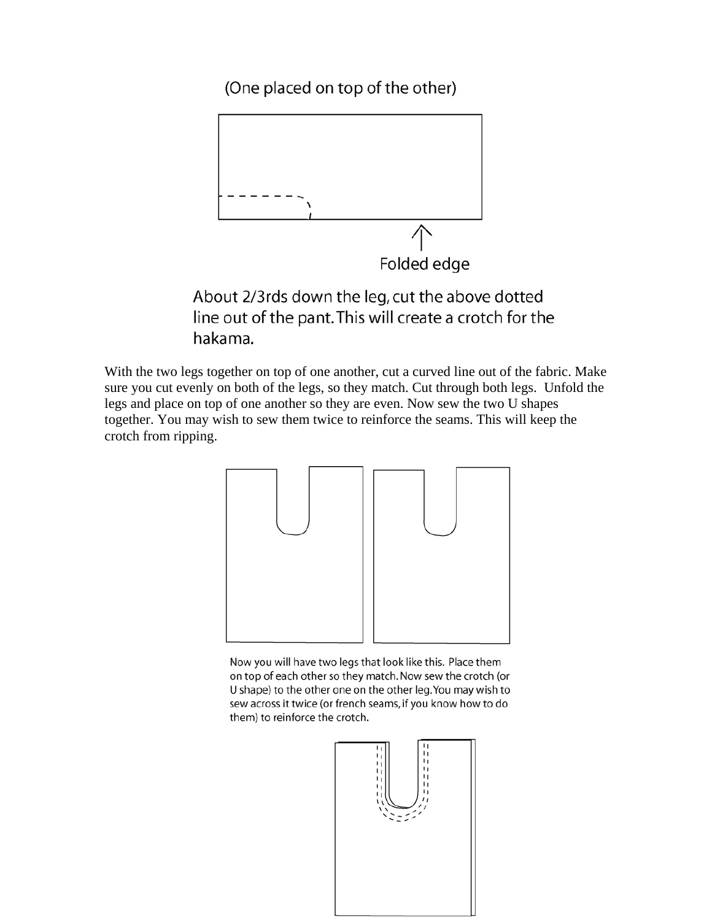(One placed on top of the other)

Folded edge

About 2/3rds down the leg, cut the above dotted line out of the pant. This will create a crotch for the hakama.

With the two legs together on top of one another, cut a curved line out of the fabric. Make sure you cut evenly on both of the legs, so they match. Cut through both legs. Unfold the legs and place on top of one another so they are even. Now sew the two U shapes together. You may wish to sew them twice to reinforce the seams. This will keep the crotch from ripping.

Now you will have two legs that look like this. Place them on top of each other so they match. Now sew the crotch (or U shape) to the other one on the other leg. You may wish to sew across it twice (or french seams, if you know how to do them) to reinforce the crotch.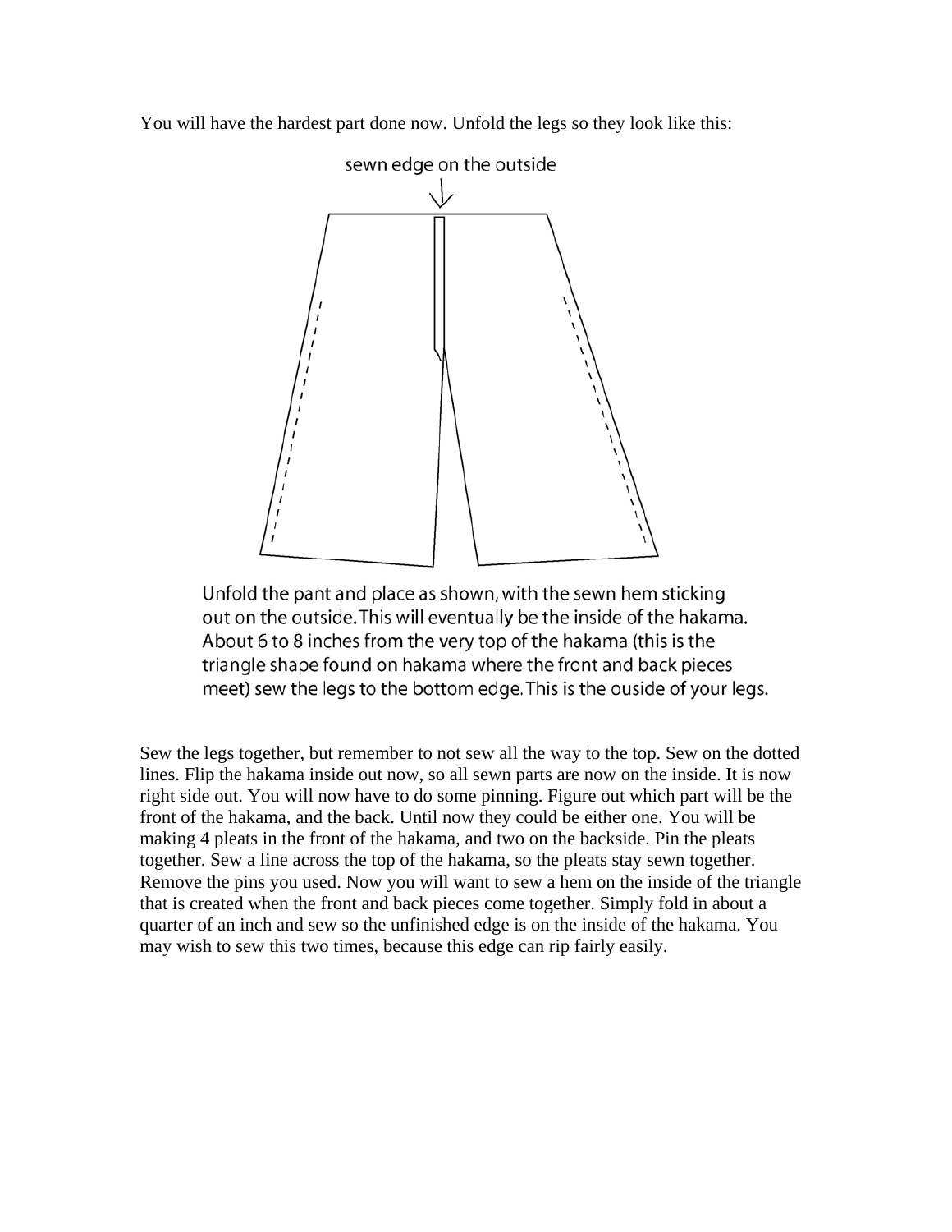You will have the hardest part done now. Unfold the legs so they look like this:

sewn edge on the outside

Unfold the pant and place as shown, with the sewn hem sticking out on the outside. This will eventually be the inside of the hakama. About 6 to 8 inches from the very top of the hakama (this is the triangle shape found on hakama where the front and back pieces meet) sew the legs to the bottom edge. This is the ouside of your legs.

Sew the legs together, but remember to not sew all the way to the top. Sew on the dotted lines. Flip the hakama inside out now, so all sewn parts are now on the inside. It is now right side out. You will now have to do some pinning. Figure out which part will be the front of the hakama, and the back. Until now they could be either one. You will be making 4 pleats in the front of the hakama, and two on the backside. Pin the pleats together. Sew a line across the top of the hakama, so the pleats stay sewn together. Remove the pins you used. Now you will want to sew a hem on the inside of the triangle that is created when the front and back pieces come together. Simply fold in about a quarter of an inch and sew so the unfinished edge is on the inside of the hakama. You may wish to sew this two times, because this edge can rip fairly easily.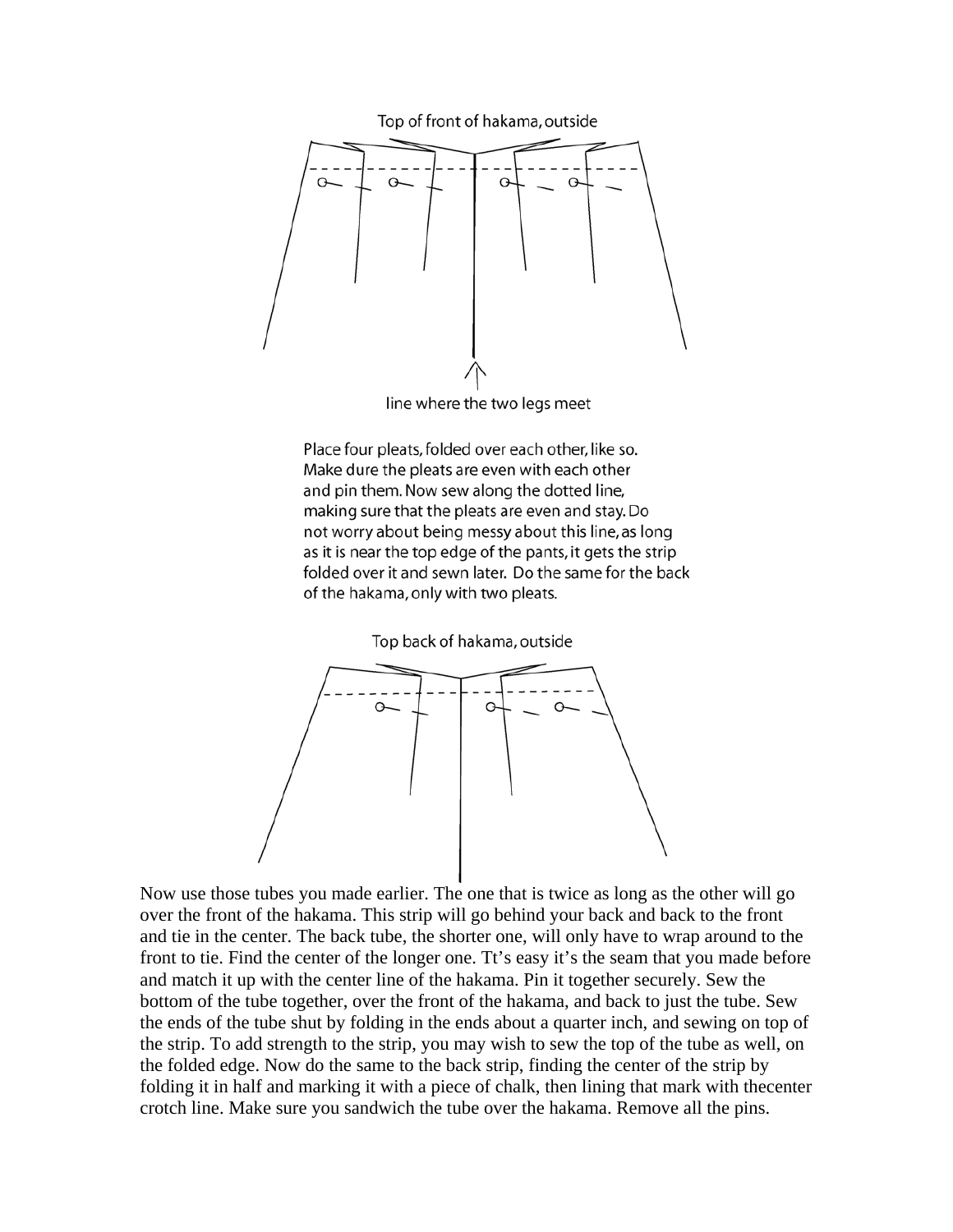Top of front of hakama, outside

line where the two legs meet

Place four pleats, folded over each other, like so. Make dure the pleats are even with each other and pin them. Now sew along the dotted line, making sure that the pleats are even and stay. Do not worry about being messy about this line, as long as it is near the top edge of the pants, it gets the strip folded over it and sewn later. Do the same for the back of the hakama, only with two pleats.

Top back of hakama, outside

Now use those tubes you made earlier. The one that is twice as long as the other will go over the front of the hakama. This strip will go behind your back and back to the front and tie in the center. The back tube, the shorter one, will only have to wrap around to the front to tie. Find the center of the longer one. Tt's easy it's the seam that you made before and match it up with the center line of the hakama. Pin it together securely. Sew the bottom of the tube together, over the front of the hakama, and back to just the tube. Sew the ends of the tube shut by folding in the ends about a quarter inch, and sewing on top of the strip. To add strength to the strip, you may wish to sew the top of the tube as well, on the folded edge. Now do the same to the back strip, finding the center of the strip by folding it in half and marking it with a piece of chalk, then lining that mark with thecenter crotch line. Make sure you sandwich the tube over the hakama. Remove all the pins.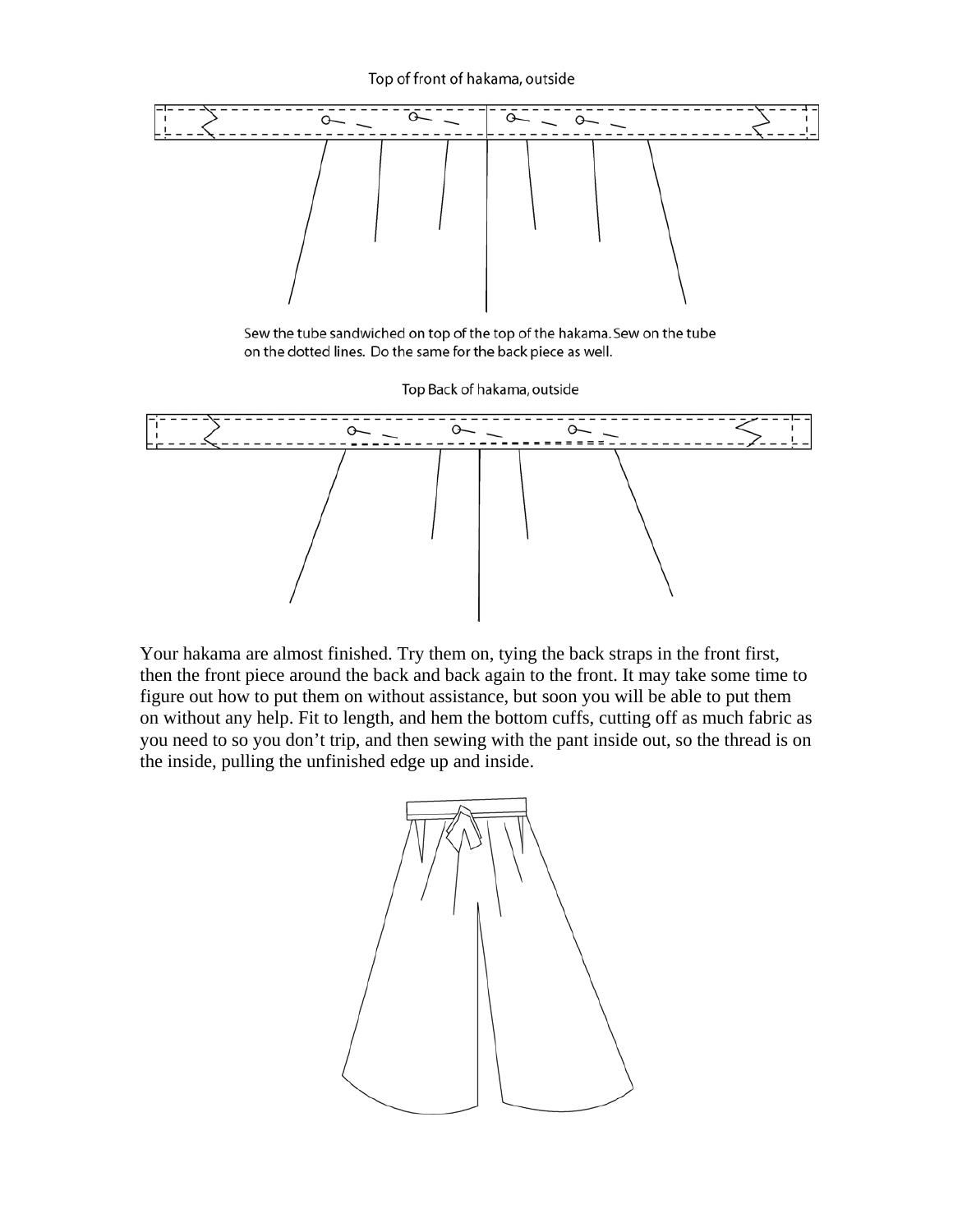Top of front of hakama, outside

Sew the tube sandwiched on top of the top of the hakama. Sew on the tube on the dotted lines. Do the same for the back piece as well.

Top Back of hakama, outside

Your hakama are almost finished. Try them on, tying the back straps in the front first, then the front piece around the back and back again to the front. It may take some time to figure out how to put them on without assistance, but soon you will be able to put them on without any help. Fit to length, and hem the bottom cuffs, cutting off as much fabric as you need to so you don't trip, and then sewing with the pant inside out, so the thread is on the inside, pulling the unfinished edge up and inside.